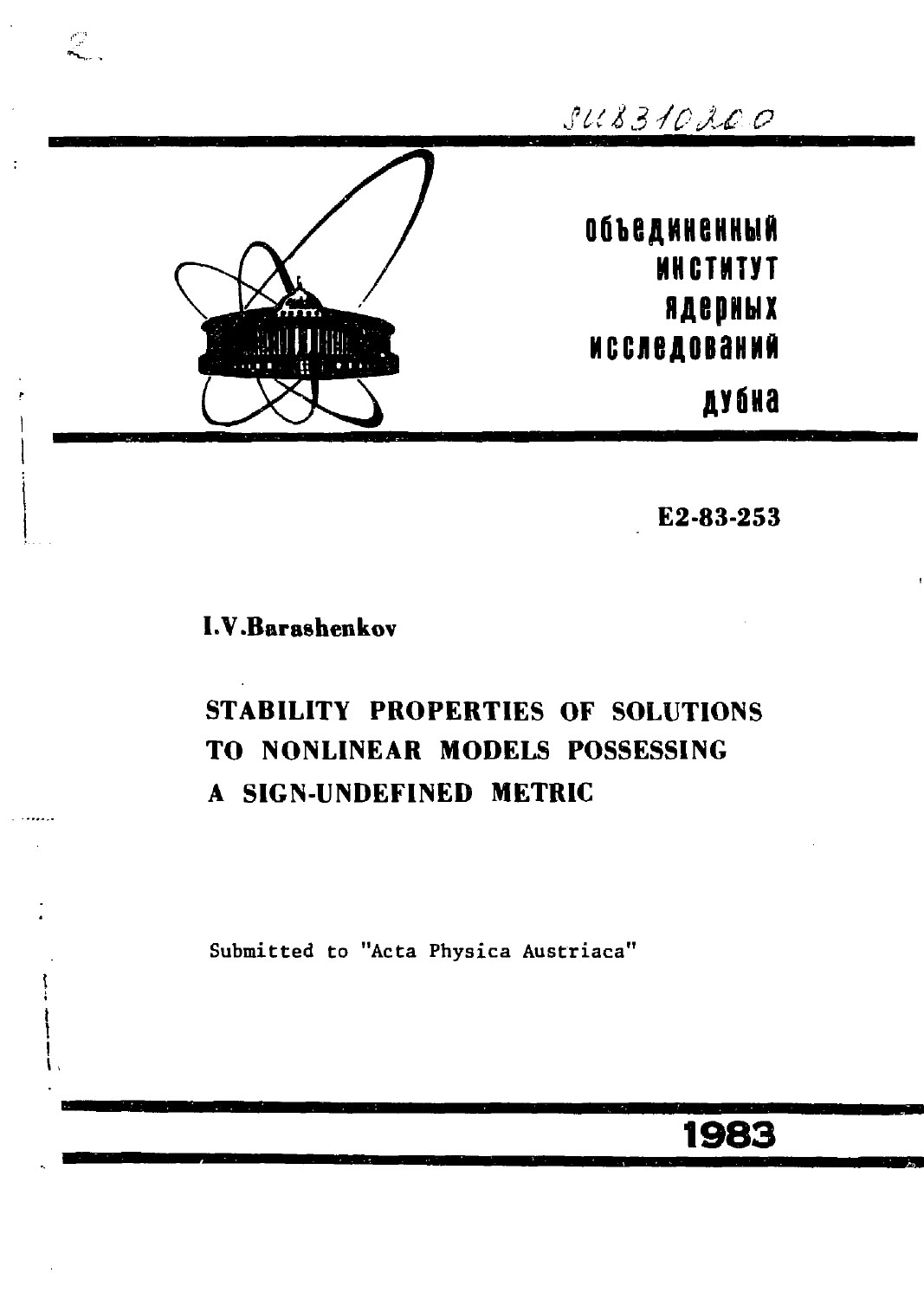SU8310200

объединенный
институт
ядерных
исследований
дубна

E2-83-253

**I.V.Barashenkov**

# STABILITY PROPERTIES OF SOLUTIONS TO NONLINEAR MODELS POSSESSING A SIGN-UNDEFINED METRIC

Submitted to "Acta Physica Austriaca"

1983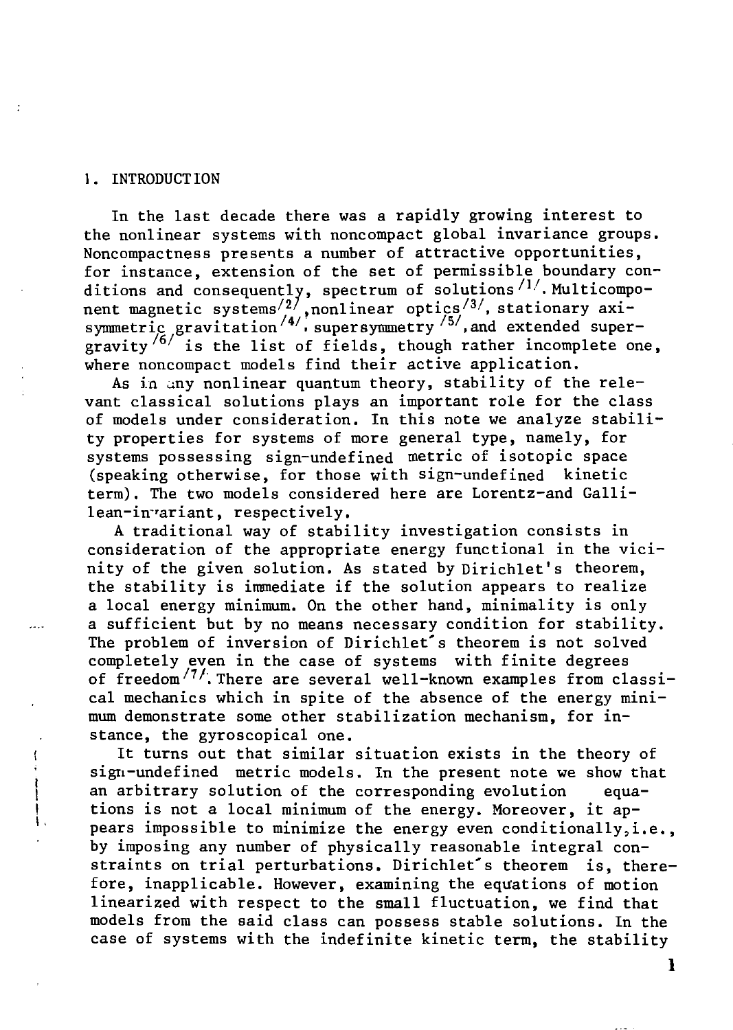## 1. INTRODUCTION

In the last decade there was a rapidly growing interest to the nonlinear systems with noncompact global invariance groups. Noncompactness presents a number of attractive opportunities, for instance, extension of the set of permissible boundary conditions and consequently, spectrum of solutions [1]. Multicomponent magnetic systems [2], nonlinear optics [3], stationary axisymmetric gravitation [4], supersymmetry [5], and extended supergravity [6] is the list of fields, though rather incomplete one, where noncompact models find their active application.

As in any nonlinear quantum theory, stability of the relevant classical solutions plays an important role for the class of models under consideration. In this note we analyze stability properties for systems of more general type, namely, for systems possessing sign-undefined metric of isotopic space (speaking otherwise, for those with sign-undefined kinetic term). The two models considered here are Lorentz-and Gallilean-invariant, respectively.

A traditional way of stability investigation consists in consideration of the appropriate energy functional in the vicinity of the given solution. As stated by Dirichlet's theorem, the stability is immediate if the solution appears to realize a local energy minimum. On the other hand, minimality is only a sufficient but by no means necessary condition for stability. The problem of inversion of Dirichlet's theorem is not solved completely even in the case of systems with finite degrees of freedom [7]. There are several well-known examples from classical mechanics which in spite of the absence of the energy minimum demonstrate some other stabilization mechanism, for instance, the gyroscopical one.

It turns out that similar situation exists in the theory of sign-undefined metric models. In the present note we show that an arbitrary solution of the corresponding evolution equations is not a local minimum of the energy. Moreover, it appears impossible to minimize the energy even conditionally, i.e., by imposing any number of physically reasonable integral constraints on trial perturbations. Dirichlet's theorem is, therefore, inapplicable. However, examining the equations of motion linearized with respect to the small fluctuation, we find that models from the said class can possess stable solutions. In the case of systems with the indefinite kinetic term, the stability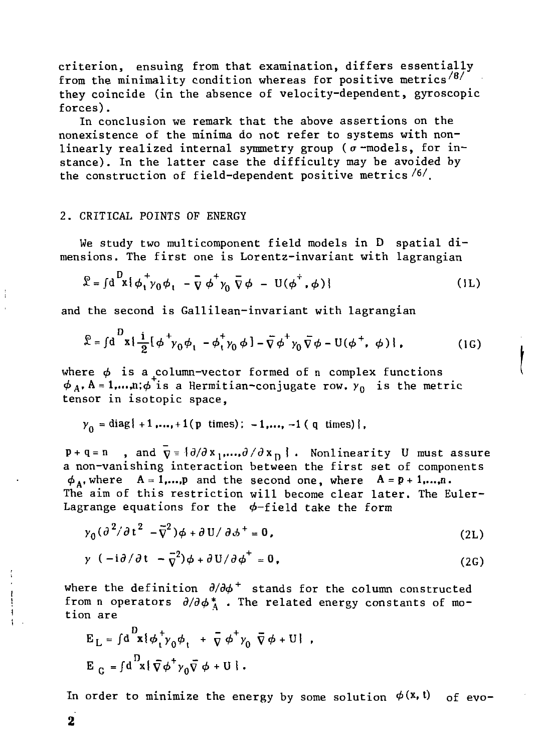criterion, ensuing from that examination, differs essentially from the minimality condition whereas for positive metrics [8] they coincide (in the absence of velocity-dependent, gyroscopic forces).

In conclusion we remark that the above assertions on the nonexistence of the minima do not refer to systems with non-linearly realized internal symmetry group ($\sigma$-models, for instance). In the latter case the difficulty may be avoided by the construction of field-dependent positive metrics [6].

## 2. CRITICAL POINTS OF ENERGY

We study two multicomponent field models in D spatial dimensions. The first one is Lorentz-invariant with lagrangian

$$\mathcal{L} = \int d^D x \{ \phi_t^+ \gamma_0 \phi_t - \bar{\nabla} \phi^+ \gamma_0 \bar{\nabla} \phi - U(\phi^+, \phi) \} \tag{1L}$$

and the second is Gallilean-invariant with lagrangian

$$\mathcal{L} = \int d^D x \{ \frac{i}{2} [\phi^+ \gamma_0 \phi_t - \phi_t^+ \gamma_0 \phi] - \bar{\nabla} \phi^+ \gamma_0 \bar{\nabla} \phi - U(\phi^+, \phi) \}, \tag{1G}$$

where $\phi$ is a column-vector formed of n complex functions $\phi_A$, $A = 1,\ldots,n$; $\phi^+$ is a Hermitian-conjugate row. $\gamma_0$ is the metric tensor in isotopic space,

$$\gamma_0 = \mathrm{diag}\{ +1, \ldots, +1 (\text{p times}); -1, \ldots, -1 (\text{q times}) \},$$

$p + q = n$, and $\bar{\nabla} = \{ \partial/\partial x_1, \ldots, \partial/\partial x_D \}$. Nonlinearity U must assure a non-vanishing interaction between the first set of components $\phi_A$, where $A = 1,\ldots,p$ and the second one, where $A = p+1,\ldots,n$. The aim of this restriction will become clear later. The Euler-Lagrange equations for the $\phi$-field take the form

$$\gamma_0 (\partial^2/\partial t^2 - \bar{\nabla}^2) \phi + \partial U / \partial \phi^+ = 0, \tag{2L}$$

$$\gamma \, (-i \partial/\partial t - \bar{\nabla}^2) \phi + \partial U / \partial \phi^+ = 0, \tag{2G}$$

where the definition $\partial/\partial \phi^+$ stands for the column constructed from n operators $\partial/\partial \phi_A^*$. The related energy constants of motion are

$$E_L = \int d^D x \{ \phi_t^+ \gamma_0 \phi_t + \bar{\nabla} \phi^+ \gamma_0 \bar{\nabla} \phi + U \},$$

$$E_G = \int d^D x \{ \bar{\nabla} \phi^+ \gamma_0 \bar{\nabla} \phi + U \}.$$

In order to minimize the energy by some solution $\phi(x, t)$ of evo-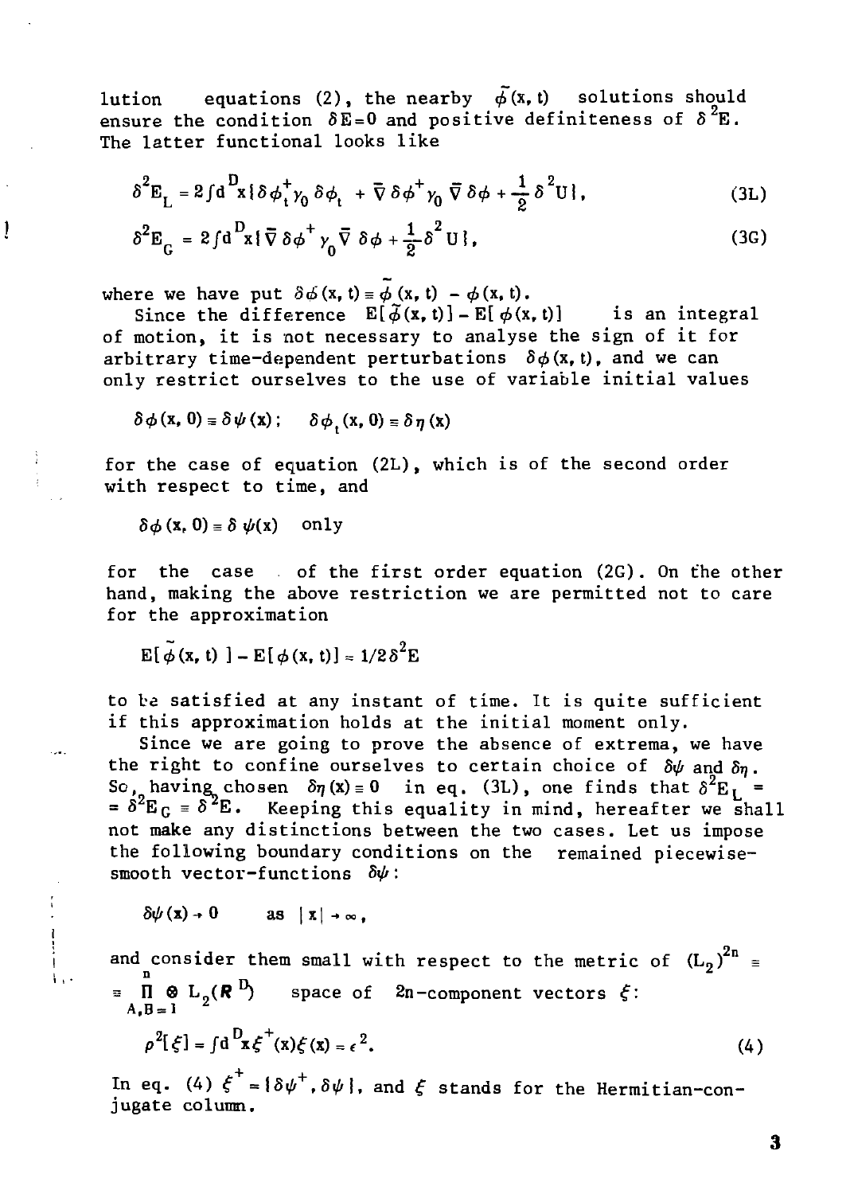lution equations (2), the nearby $\tilde{\phi}(x, t)$ solutions should ensure the condition $\delta E = 0$ and positive definiteness of $\delta^2 E$. The latter functional looks like

$$\delta^2 E_L = 2\int d^D x \{ \delta\phi_t^+ \gamma_0 \delta\phi_t + \bar{\nabla} \delta\phi^+ \gamma_0 \bar{\nabla} \delta\phi + \frac{1}{2} \delta^2 U \}, \tag{3L}$$

$$\delta^2 E_G = 2\int d^D x \{ \bar{\nabla} \delta\phi^+ \gamma_0 \bar{\nabla} \delta\phi + \frac{1}{2} \delta^2 U \}, \tag{3G}$$

where we have put $\delta\phi(x, t) \equiv \tilde{\phi}(x, t) - \phi(x, t)$.

Since the difference $E[\tilde{\phi}(x, t)] - E[\phi(x, t)]$ is an integral of motion, it is not necessary to analyse the sign of it for arbitrary time-dependent perturbations $\delta\phi(x, t)$, and we can only restrict ourselves to the use of variable initial values

$$\delta\phi(x, 0) \equiv \delta\psi(x); \quad \delta\phi_t(x, 0) \equiv \delta\eta(x)$$

for the case of equation (2L), which is of the second order with respect to time, and

$$\delta\phi(x, 0) \equiv \delta\psi(x) \quad \text{only}$$

for the case of the first order equation (2G). On the other hand, making the above restriction we are permitted not to care for the approximation

$$E[\tilde{\phi}(x, t)] - E[\phi(x, t)] \approx 1/2\delta^2 E$$

to be satisfied at any instant of time. It is quite sufficient if this approximation holds at the initial moment only.

Since we are going to prove the absence of extrema, we have the right to confine ourselves to certain choice of $\delta\psi$ and $\delta\eta$. So, having chosen $\delta\eta(x) \equiv 0$ in eq. (3L), one finds that $\delta^2 E_L = \delta^2 E_G \equiv \delta^2 E$. Keeping this equality in mind, hereafter we shall not make any distinctions between the two cases. Let us impose the following boundary conditions on the remained piecewise-smooth vector-functions $\delta\psi$:

$$\delta\psi(x) \to 0 \quad \text{as } |x| \to \infty,$$

and consider them small with respect to the metric of $(L_2)^{2n} \equiv \prod_{A,B=1}^{n} \otimes L_2(\mathbf{R}^D)$ space of $2n$-component vectors $\xi$:

$$\rho^2[\xi] = \int d^D x \, \xi^+(x) \xi(x) = \epsilon^2. \tag{4}$$

In eq. (4) $\xi^+ = \{\delta\psi^+, \delta\psi\}$, and $\xi$ stands for the Hermitian-conjugate column.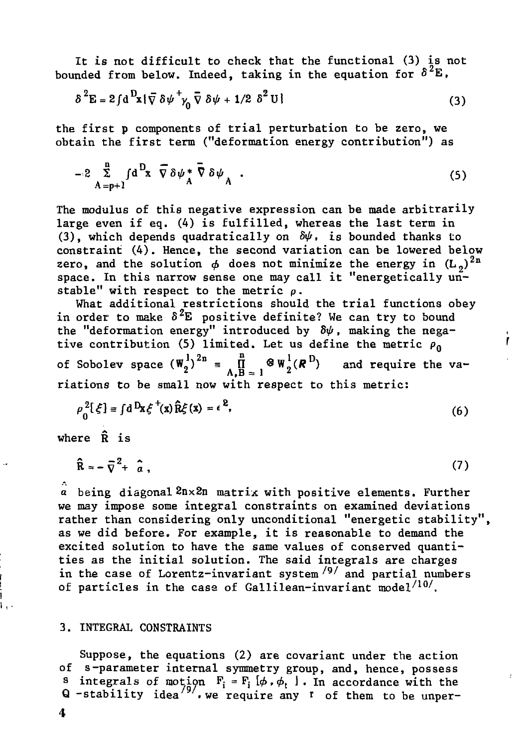It is not difficult to check that the functional (3) is not bounded from below. Indeed, taking in the equation for $\delta^2 E$,

$$\delta^2 E = 2\int d^D x \{\bar{\nabla}\delta\psi^+ \gamma_0 \bar{\nabla}\delta\psi + 1/2\ \delta^2 U\} \tag{3}$$

the first p components of trial perturbation to be zero, we obtain the first term ("deformation energy contribution") as

$$-2\sum_{A=p+1}^{n}\int d^D x\ \bar{\nabla}\delta\psi^*_A \bar{\nabla}\delta\psi_A\ . \tag{5}$$

The modulus of this negative expression can be made arbitrarily large even if eq. (4) is fulfilled, whereas the last term in (3), which depends quadratically on $\delta\psi$, is bounded thanks to constraint (4). Hence, the second variation can be lowered below zero, and the solution $\phi$ does not minimize the energy in $(L_2)^{2n}$ space. In this narrow sense one may call it "energetically unstable" with respect to the metric $\rho$.

What additional restrictions should the trial functions obey in order to make $\delta^2 E$ positive definite? We can try to bound the "deformation energy" introduced by $\delta\psi$, making the negative contribution (5) limited. Let us define the metric $\rho_0$ of Sobolev space $(W_2^1)^{2n} \equiv \prod_{A,B=1}^{n} \otimes W_2^1(R^D)$ and require the variations to be small now with respect to this metric:

$$\rho_0^2[\xi] \equiv \int d^D x\, \xi^+(x)\hat{R}\xi(x) = \epsilon^2, \tag{6}$$

where $\hat{R}$ is

$$\hat{R} = -\bar{\nabla}^2 + \hat{a}\,, \tag{7}$$

$\hat{a}$ being diagonal $2n\times 2n$ matrix with positive elements. Further we may impose some integral constraints on examined deviations rather than considering only unconditional "energetic stability", as we did before. For example, it is reasonable to demand the excited solution to have the same values of conserved quantities as the initial solution. The said integrals are charges in the case of Lorentz-invariant system [9] and partial numbers of particles in the case of Gallilean-invariant model [10].

## 3. INTEGRAL CONSTRAINTS

Suppose, the equations (2) are covariant under the action of s-parameter internal symmetry group, and, hence, possess s integrals of motion $F_i = F_i[\phi, \phi_t]$. In accordance with the Q-stability idea [9], we require any r of them to be unper-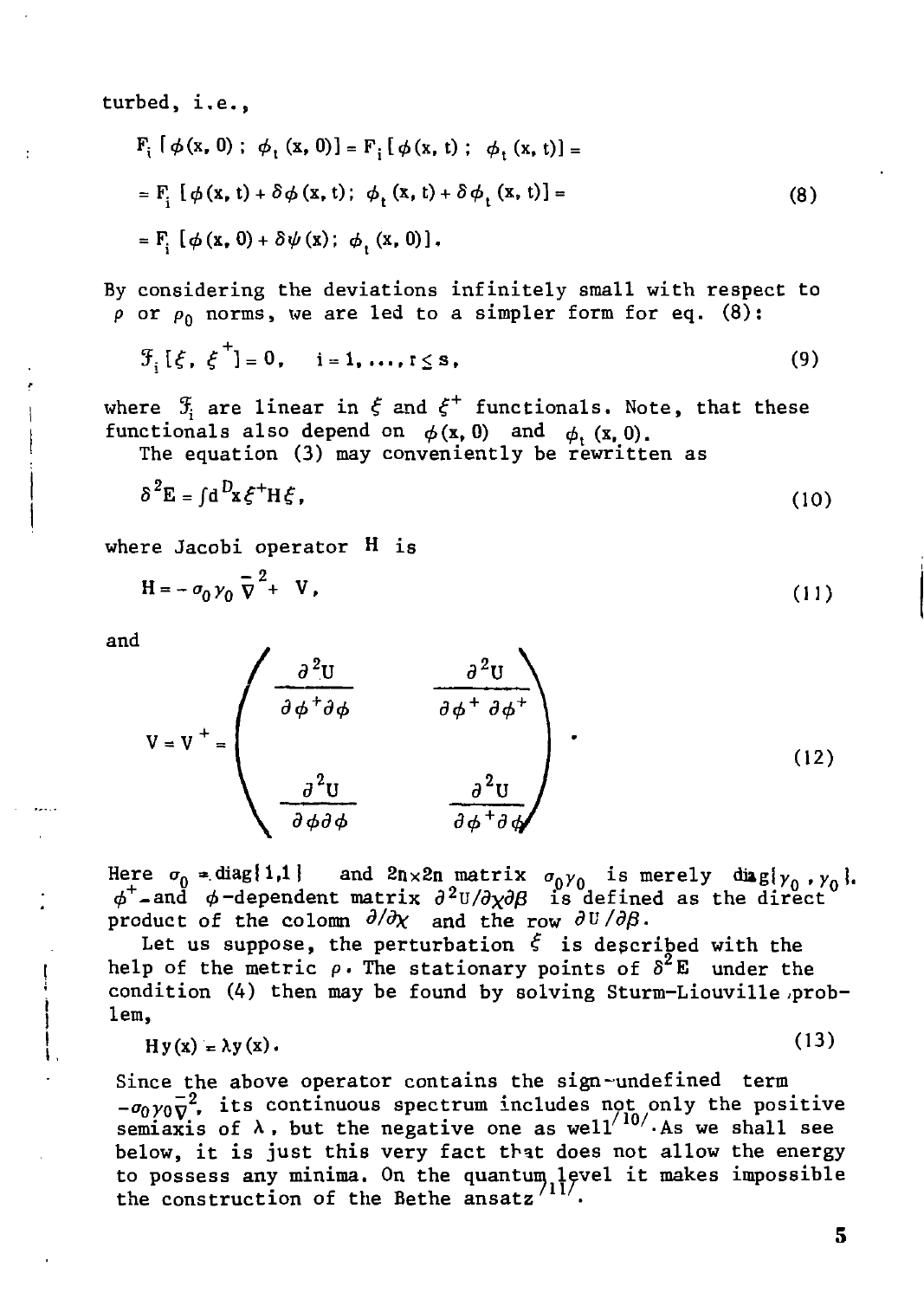turbed, i.e.,

$$
\begin{aligned}
&F_i\,[\phi(x,0)\,;\ \phi_t\,(x,0)] = F_i\,[\phi(x,t)\,;\ \phi_t\,(x,t)] = \\
&= F_i\,[\phi(x,t) + \delta\phi(x,t);\ \phi_t\,(x,t) + \delta\phi_t\,(x,t)] = \\
&= F_i\,[\phi(x,0) + \delta\psi(x);\ \phi_t\,(x,0)].
\end{aligned}
\tag{8}
$$

By considering the deviations infinitely small with respect to $\rho$ or $\rho_0$ norms, we are led to a simpler form for eq. (8):

$$
\mathcal{F}_i\,[\xi,\ \xi^+] = 0, \quad i = 1, \dots, r \le s, \tag{9}
$$

where $\mathcal{F}_i$ are linear in $\xi$ and $\xi^+$ functionals. Note, that these functionals also depend on $\phi(x,0)$ and $\phi_t\,(x,0)$.

The equation (3) may conveniently be rewritten as

$$
\delta^2 E = \int d^D x\, \xi^+ H \xi, \tag{10}
$$

where Jacobi operator $H$ is

$$
H = -\sigma_0 \gamma_0\, \bar{\nabla}^2 + V, \tag{11}
$$

and

$$
V = V^+ = \begin{pmatrix} \dfrac{\partial^2 U}{\partial\phi^+ \partial\phi} & \dfrac{\partial^2 U}{\partial\phi^+\, \partial\phi^+} \\[2ex] \dfrac{\partial^2 U}{\partial\phi\partial\phi} & \dfrac{\partial^2 U}{\partial\phi^+ \partial\phi} \end{pmatrix}. \tag{12}
$$

Here $\sigma_0 = \mathrm{diag}\{1,1\}$ and $2n{\times}2n$ matrix $\sigma_0\gamma_0$ is merely $\mathrm{diag}\{\gamma_0\,, \gamma_0\}$. $\phi^+$-and $\phi$-dependent matrix $\partial^2 U/\partial\chi\partial\beta$ is defined as the direct product of the colomn $\partial/\partial\chi$ and the row $\partial U/\partial\beta$.

Let us suppose, the perturbation $\xi$ is described with the help of the metric $\rho$. The stationary points of $\delta^2 E$ under the condition (4) then may be found by solving Sturm-Liouville problem,

$$
H y(x) = \lambda y(x). \tag{13}
$$

Since the above operator contains the sign-undefined term $-\sigma_0\gamma_0\bar{\nabla}^2$, its continuous spectrum includes not only the positive semiaxis of $\lambda$, but the negative one as well[10]. As we shall see below, it is just this very fact that does not allow the energy to possess any minima. On the quantum level it makes impossible the construction of the Bethe ansatz[11].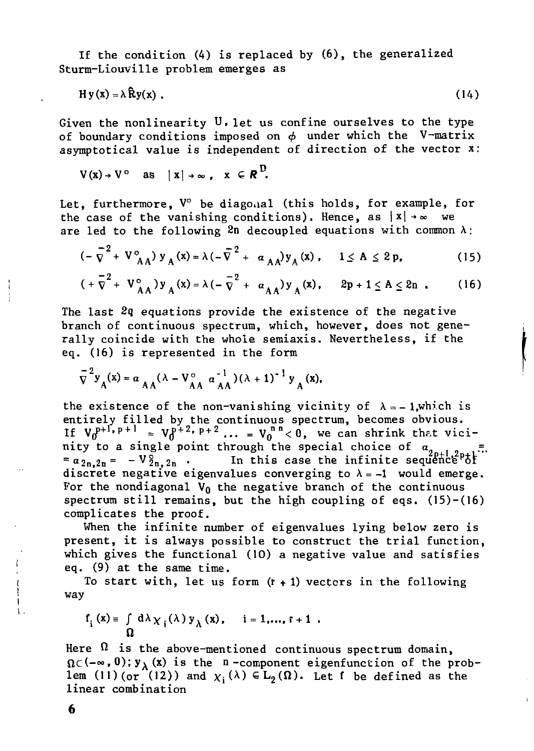If the condition (4) is replaced by (6), the generalized Sturm-Liouville problem emerges as

$$H y(x) = \lambda \hat{R} y(x) . \tag{14}$$

Given the nonlinearity U, let us confine ourselves to the type of boundary conditions imposed on $\phi$ under which the V-matrix asymptotical value is independent of direction of the vector x:

$$V(x) \to V^{\circ} \quad \text{as} \quad |x| \to \infty , \quad x \in \boldsymbol{R}^{D} .$$

Let, furthermore, $V^{\circ}$ be diagonal (this holds, for example, for the case of the vanishing conditions). Hence, as $|x| \to \infty$ we are led to the following 2n decoupled equations with common $\lambda$:

$$(-\bar{\nabla}^{2} + V^{\circ}_{AA})\, y_{A}(x) = \lambda(-\bar{\nabla}^{2} + \alpha_{AA}) y_{A}(x) , \quad 1 \leq A \leq 2p, \tag{15}$$

$$(+\bar{\nabla}^{2} + V^{\circ}_{AA})\, y_{A}(x) = \lambda(-\bar{\nabla}^{2} + \alpha_{AA}) y_{A}(x), \quad 2p+1 \leq A \leq 2n . \tag{16}$$

The last 2q equations provide the existence of the negative branch of continuous spectrum, which, however, does not generally coincide with the whole semiaxis. Nevertheless, if the eq. (16) is represented in the form

$$\bar{\nabla}^{2} y_{A}(x) = \alpha_{AA}(\lambda - V^{\circ}_{AA}\, \alpha^{-1}_{AA})(\lambda + 1)^{-1} y_{A}(x),$$

the existence of the non-vanishing vicinity of $\lambda = -1$, which is entirely filled by the continuous spectrum, becomes obvious. If $V_0^{p+1,\,p+1} = V_0^{p+2,\,p+2} \ldots = V_0^{n\,n} < 0$, we can shrink that vicinity to a single point through the special choice of $\alpha_{2p+1,2p+1} = \ldots = \alpha_{2n,2n} = -V^{\circ}_{2n,2n}$. In this case the infinite sequence of discrete negative eigenvalues converging to $\lambda = -1$ would emerge. For the nondiagonal $V_0$ the negative branch of the continuous spectrum still remains, but the high coupling of eqs. (15)-(16) complicates the proof.

When the infinite number of eigenvalues lying below zero is present, it is always possible to construct the trial function, which gives the functional (10) a negative value and satisfies eq. (9) at the same time.

To start with, let us form (r + 1) vectors in the following way

$$f_{i}(x) \equiv \int_{\Omega} d\lambda\, \chi_{i}(\lambda)\, y_{\lambda}(x), \quad i = 1, \ldots, r+1 .$$

Here $\Omega$ is the above-mentioned continuous spectrum domain, $\Omega \subset (-\infty, 0)$; $y_{\lambda}(x)$ is the n-component eigenfunction of the problem (11) (or (12)) and $\chi_{i}(\lambda) \in L_{2}(\Omega)$. Let f be defined as the linear combination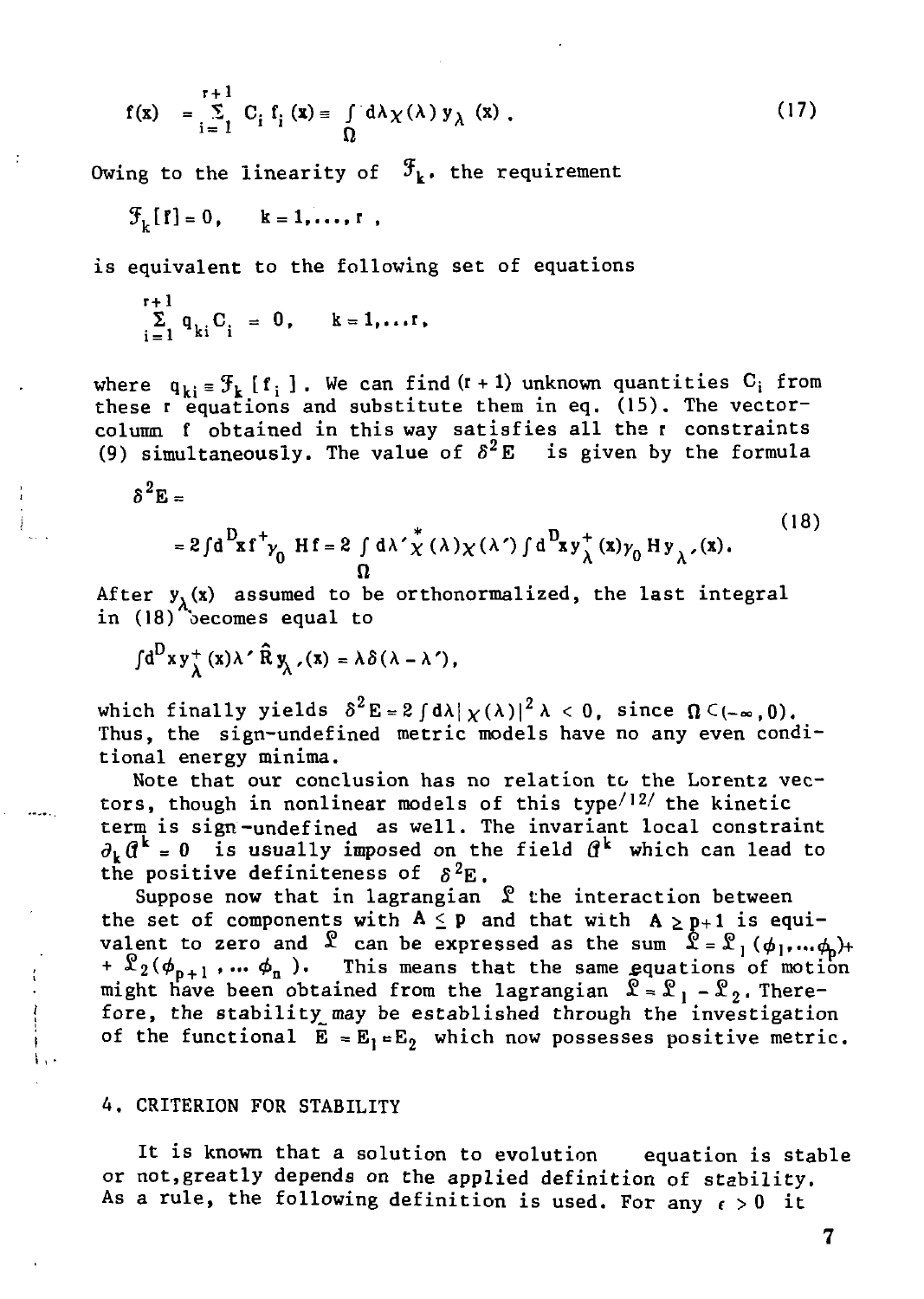$$f(x) = \sum_{i=1}^{r+1} C_i f_i (x) \equiv \int_{\Omega} d\lambda \chi(\lambda) y_\lambda (x) . \tag{17}$$

Owing to the linearity of $\mathcal{F}_k$, the requirement

$$\mathcal{F}_k [f] = 0, \quad k = 1,\dots, r ,$$

is equivalent to the following set of equations

$$\sum_{i=1}^{r+1} q_{ki} C_i = 0, \quad k = 1,\dots r,$$

where $q_{ki} \equiv \mathcal{F}_k [f_i]$. We can find $(r+1)$ unknown quantities $C_i$ from these $r$ equations and substitute them in eq. (15). The vector-column $f$ obtained in this way satisfies all the $r$ constraints (9) simultaneously. The value of $\delta^2 E$ is given by the formula

$$\delta^2 E = \\ = 2\int d^D x f^+ \gamma_0 Hf = 2 \int_{\Omega} d\lambda' \overset{*}{\chi}(\lambda)\chi(\lambda') \int d^D x y_\lambda^+ (x)\gamma_0 H y_{\lambda'}(x). \tag{18}$$

After $y_\lambda(x)$ assumed to be orthonormalized, the last integral in (18) becomes equal to

$$\int d^D x y_\lambda^+ (x)\lambda' \hat{R} y_{\lambda'}(x) = \lambda \delta(\lambda - \lambda'),$$

which finally yields $\delta^2 E = 2 \int d\lambda |\chi(\lambda)|^2 \lambda < 0$, since $\Omega \subset (-\infty, 0)$. Thus, the sign-undefined metric models have no any even conditional energy minima.

Note that our conclusion has no relation to the Lorentz vectors, though in nonlinear models of this type[12] the kinetic term is sign-undefined as well. The invariant local constraint $\partial_k \mathcal{A}^k = 0$ is usually imposed on the field $\mathcal{A}^k$ which can lead to the positive definiteness of $\delta^2 E$.

Suppose now that in lagrangian $\mathcal{L}$ the interaction between the set of components with $A \le p$ and that with $A \ge p+1$ is equivalent to zero and $\mathcal{L}$ can be expressed as the sum $\mathcal{L} = \mathcal{L}_1(\phi_1,\dots\phi_p) + \mathcal{L}_2(\phi_{p+1}, \dots \phi_n)$. This means that the same equations of motion might have been obtained from the lagrangian $\tilde{\mathcal{L}} = \mathcal{L}_1 - \mathcal{L}_2$. Therefore, the stability may be established through the investigation of the functional $\tilde{E} = E_1 - E_2$ which now possesses positive metric.

## 4. CRITERION FOR STABILITY

It is known that a solution to evolution equation is stable or not, greatly depends on the applied definition of stability. As a rule, the following definition is used. For any $\epsilon > 0$ it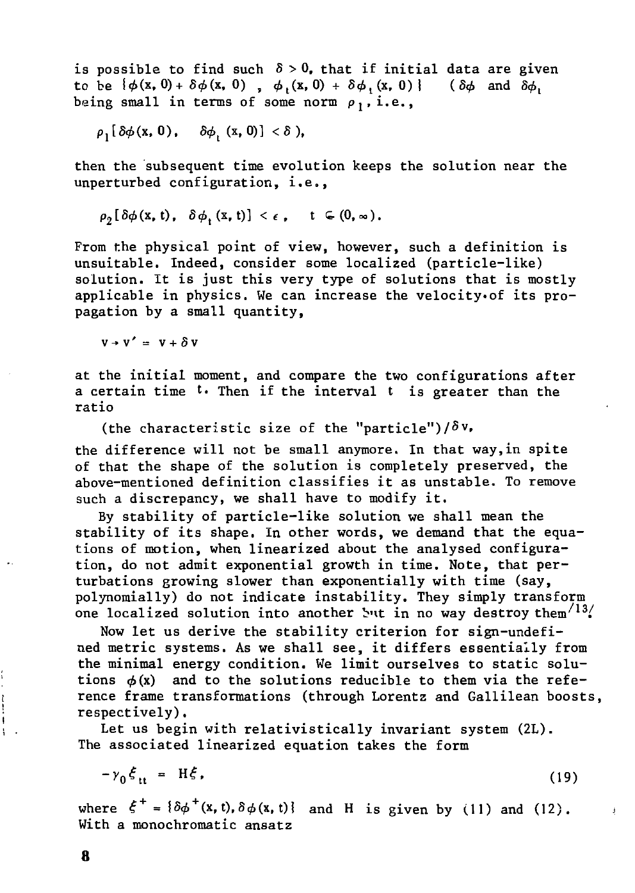is possible to find such $\delta > 0$, that if initial data are given to be $\{\phi(x,0) + \delta\phi(x,0)\ ,\ \phi_t(x,0) + \delta\phi_t(x,0)\}$ ($\delta\phi$ and $\delta\phi_t$ being small in terms of some norm $\rho_1$, i.e.,

$$\rho_1[\delta\phi(x,0),\quad \delta\phi_t(x,0)] < \delta\ ),$$

then the subsequent time evolution keeps the solution near the unperturbed configuration, i.e.,

$$\rho_2[\delta\phi(x,t),\ \delta\phi_t(x,t)] < \epsilon\ ,\quad t \in (0,\infty).$$

From the physical point of view, however, such a definition is unsuitable. Indeed, consider some localized (particle-like) solution. It is just this very type of solutions that is mostly applicable in physics. We can increase the velocity of its propagation by a small quantity,

$$v \to v' = v + \delta v$$

at the initial moment, and compare the two configurations after a certain time $t$. Then if the interval $t$ is greater than the ratio

(the characteristic size of the "particle")/$\delta v$,

the difference will not be small anymore. In that way, in spite of that the shape of the solution is completely preserved, the above-mentioned definition classifies it as unstable. To remove such a discrepancy, we shall have to modify it.

By stability of particle-like solution we shall mean the stability of its shape. In other words, we demand that the equations of motion, when linearized about the analysed configuration, do not admit exponential growth in time. Note, that perturbations growing slower than exponentially with time (say, polynomially) do not indicate instability. They simply transform one localized solution into another but in no way destroy them[13].

Now let us derive the stability criterion for sign-undefined metric systems. As we shall see, it differs essentially from the minimal energy condition. We limit ourselves to static solutions $\phi(x)$ and to the solutions reducible to them via the reference frame transformations (through Lorentz and Gallilean boosts, respectively).

Let us begin with relativistically invariant system (2L). The associated linearized equation takes the form

$$-\gamma_0 \xi_{tt} = H\xi, \tag{19}$$

where $\xi^+ = \{\delta\phi^+(x,t), \delta\phi(x,t)\}$ and $H$ is given by (11) and (12). With a monochromatic ansatz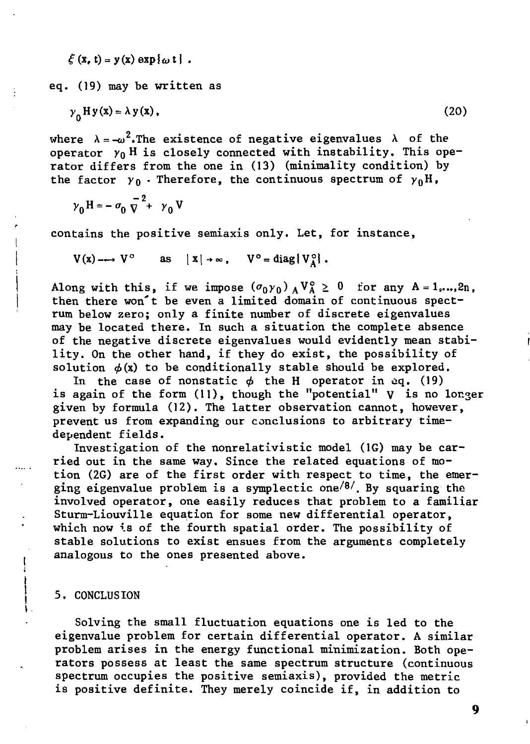$$\xi(\mathbf{x}, t) = y(\mathbf{x}) \exp\{\omega t\} .$$

eq. (19) may be written as

$$\gamma_0 H y(\mathbf{x}) = \lambda y(\mathbf{x}), \tag{20}$$

where $\lambda = -\omega^2$. The existence of negative eigenvalues $\lambda$ of the operator $\gamma_0 H$ is closely connected with instability. This operator differs from the one in (13) (minimality condition) by the factor $\gamma_0$. Therefore, the continuous spectrum of $\gamma_0 H$,

$$\gamma_0 H = -\sigma_0 \overline{\nabla}^2 + \gamma_0 V$$

contains the positive semiaxis only. Let, for instance,

$$V(\mathbf{x}) \longrightarrow V^{\circ} \quad \text{as} \quad |\mathbf{x}| \to \infty, \quad V^{\circ} = \operatorname{diag}\{V^{\circ}_A\} .$$

Along with this, if we impose $(\sigma_0 \gamma_0)_A V^{\circ}_A \geq 0$ for any $A = 1,\dots,2n$, then there won't be even a limited domain of continuous spectrum below zero; only a finite number of discrete eigenvalues may be located there. In such a situation the complete absence of the negative discrete eigenvalues would evidently mean stability. On the other hand, if they do exist, the possibility of solution $\phi(\mathbf{x})$ to be conditionally stable should be explored.

In the case of nonstatic $\phi$ the H operator in eq. (19) is again of the form (11), though the "potential" V is no longer given by formula (12). The latter observation cannot, however, prevent us from expanding our conclusions to arbitrary time-dependent fields.

Investigation of the nonrelativistic model (1G) may be carried out in the same way. Since the related equations of motion (2G) are of the first order with respect to time, the emerging eigenvalue problem is a symplectic one[8]. By squaring the involved operator, one easily reduces that problem to a familiar Sturm-Liouville equation for some new differential operator, which now is of the fourth spatial order. The possibility of stable solutions to exist ensues from the arguments completely analogous to the ones presented above.

## 5. CONCLUSION

Solving the small fluctuation equations one is led to the eigenvalue problem for certain differential operator. A similar problem arises in the energy functional minimization. Both operators possess at least the same spectrum structure (continuous spectrum occupies the positive semiaxis), provided the metric is positive definite. They merely coincide if, in addition to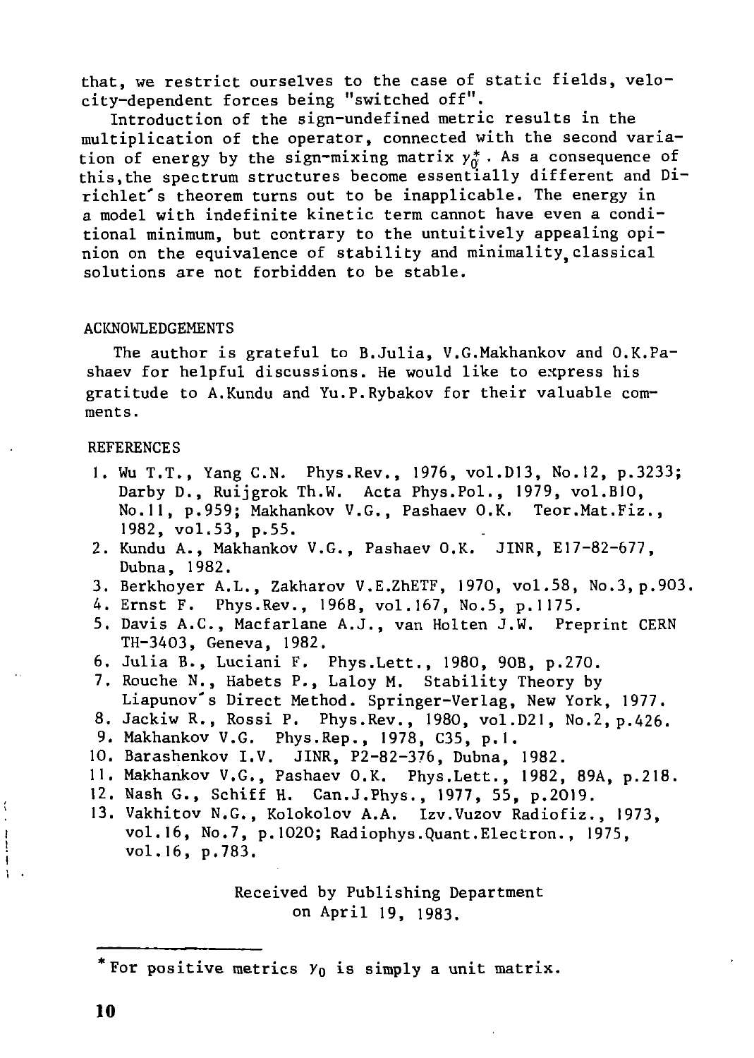that, we restrict ourselves to the case of static fields, velocity-dependent forces being "switched off".

Introduction of the sign-undefined metric results in the multiplication of the operator, connected with the second variation of energy by the sign-mixing matrix $\gamma_0^*$. As a consequence of this, the spectrum structures become essentially different and Dirichlet's theorem turns out to be inapplicable. The energy in a model with indefinite kinetic term cannot have even a conditional minimum, but contrary to the untuitively appealing opinion on the equivalence of stability and minimality, classical solutions are not forbidden to be stable.

## ACKNOWLEDGEMENTS

The author is grateful to B.Julia, V.G.Makhankov and O.K.Pashaev for helpful discussions. He would like to express his gratitude to A.Kundu and Yu.P.Rybakov for their valuable comments.

## REFERENCES

1. Wu T.T., Yang C.N. Phys.Rev., 1976, vol.D13, No.12, p.3233; Darby D., Ruijgrok Th.W. Acta Phys.Pol., 1979, vol.B10, No.11, p.959; Makhankov V.G., Pashaev O.K. Teor.Mat.Fiz., 1982, vol.53, p.55.
2. Kundu A., Makhankov V.G., Pashaev O.K. JINR, E17-82-677, Dubna, 1982.
3. Berkhoyer A.L., Zakharov V.E.ZhETF, 1970, vol.58, No.3, p.903.
4. Ernst F. Phys.Rev., 1968, vol.167, No.5, p.1175.
5. Davis A.C., Macfarlane A.J., van Holten J.W. Preprint CERN TH-3403, Geneva, 1982.
6. Julia B., Luciani F. Phys.Lett., 1980, 90B, p.270.
7. Rouche N., Habets P., Laloy M. Stability Theory by Liapunov's Direct Method. Springer-Verlag, New York, 1977.
8. Jackiw R., Rossi P. Phys.Rev., 1980, vol.D21, No.2, p.426.
9. Makhankov V.G. Phys.Rep., 1978, C35, p.1.
10. Barashenkov I.V. JINR, P2-82-376, Dubna, 1982.
11. Makhankov V.G., Pashaev O.K. Phys.Lett., 1982, 89A, p.218.
12. Nash G., Schiff H. Can.J.Phys., 1977, 55, p.2019.
13. Vakhitov N.G., Kolokolov A.A. Izv.Vuzov Radiofiz., 1973, vol.16, No.7, p.1020; Radiophys.Quant.Electron., 1975, vol.16, p.783.

Received by Publishing Department on April 19, 1983.

---

\* For positive metrics $\gamma_0$ is simply a unit matrix.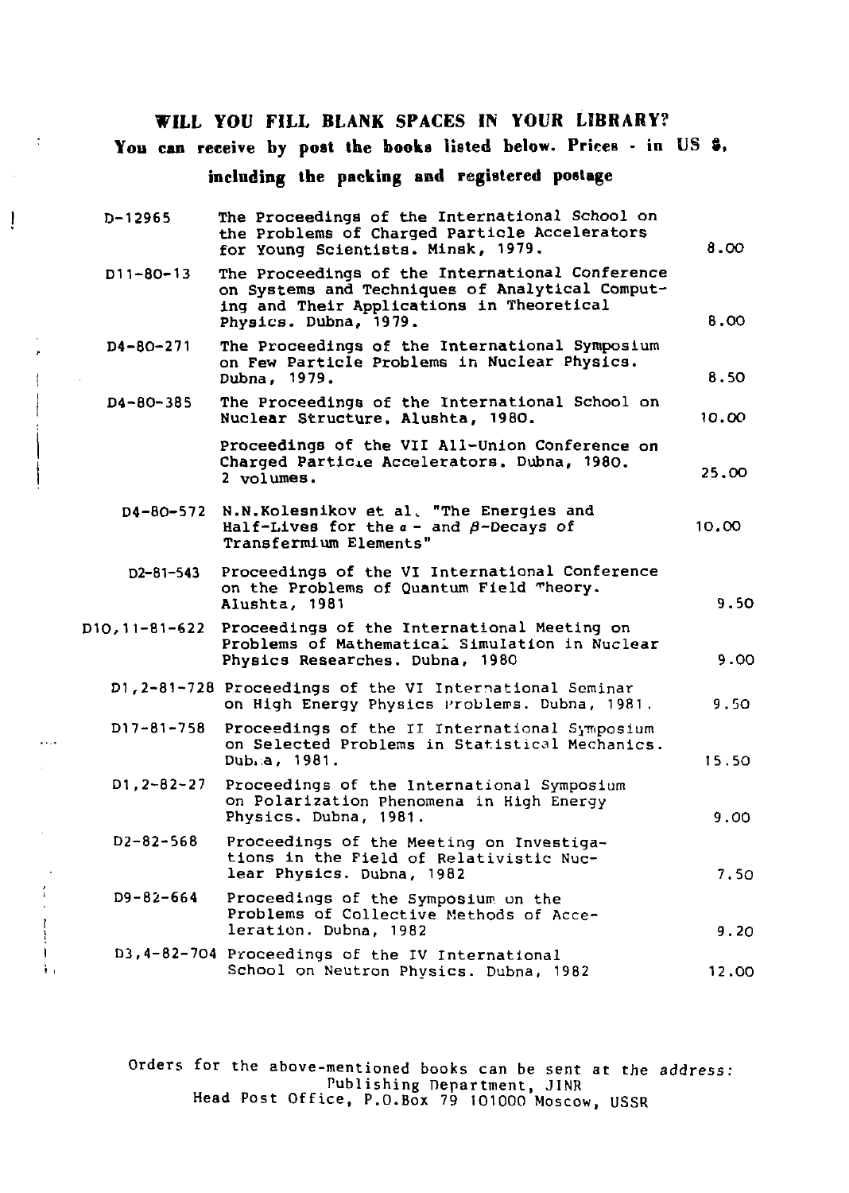## WILL YOU FILL BLANK SPACES IN YOUR LIBRARY?

**You can receive by post the books listed below. Prices - in US $, including the packing and registered postage**

| | | |
|---|---|---|
| D-12965 | The Proceedings of the International School on the Problems of Charged Particle Accelerators for Young Scientists. Minsk, 1979. | 8.00 |
| D11-80-13 | The Proceedings of the International Conference on Systems and Techniques of Analytical Computing and Their Applications in Theoretical Physics. Dubna, 1979. | 8.00 |
| D4-80-271 | The Proceedings of the International Symposium on Few Particle Problems in Nuclear Physics. Dubna, 1979. | 8.50 |
| D4-80-385 | The Proceedings of the International School on Nuclear Structure. Alushta, 1980. | 10.00 |
| | Proceedings of the VII All-Union Conference on Charged Particle Accelerators. Dubna, 1980. 2 volumes. | 25.00 |
| D4-80-572 | N.N.Kolesnikov et al. "The Energies and Half-Lives for the $\alpha$- and $\beta$-Decays of Transfermium Elements" | 10.00 |
| D2-81-543 | Proceedings of the VI International Conference on the Problems of Quantum Field Theory. Alushta, 1981 | 9.50 |
| D10,11-81-622 | Proceedings of the International Meeting on Problems of Mathematical Simulation in Nuclear Physics Researches. Dubna, 1980 | 9.00 |
| D1,2-81-728 | Proceedings of the VI International Seminar on High Energy Physics Problems. Dubna, 1981. | 9.50 |
| D17-81-758 | Proceedings of the II International Symposium on Selected Problems in Statistical Mechanics. Dubna, 1981. | 15.50 |
| D1,2-82-27 | Proceedings of the International Symposium on Polarization Phenomena in High Energy Physics. Dubna, 1981. | 9.00 |
| D2-82-568 | Proceedings of the Meeting on Investigations in the Field of Relativistic Nuclear Physics. Dubna, 1982 | 7.50 |
| D9-82-664 | Proceedings of the Symposium on the Problems of Collective Methods of Acceleration. Dubna, 1982 | 9.20 |
| D3,4-82-704 | Proceedings of the IV International School on Neutron Physics. Dubna, 1982 | 12.00 |

Orders for the above-mentioned books can be sent at the address:
Publishing Department, JINR
Head Post Office, P.O.Box 79 101000 Moscow, USSR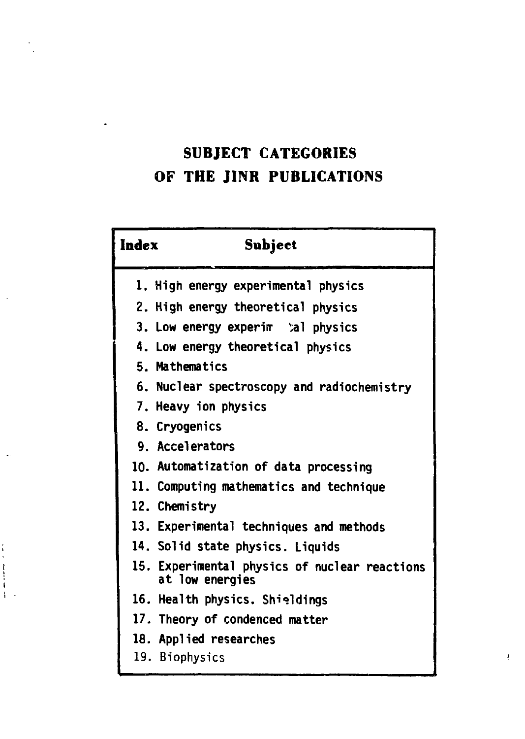# SUBJECT CATEGORIES OF THE JINR PUBLICATIONS

| Index | Subject |
|---|---|
| 1. | High energy experimental physics |
| 2. | High energy theoretical physics |
| 3. | Low energy experimental physics |
| 4. | Low energy theoretical physics |
| 5. | Mathematics |
| 6. | Nuclear spectroscopy and radiochemistry |
| 7. | Heavy ion physics |
| 8. | Cryogenics |
| 9. | Accelerators |
| 10. | Automatization of data processing |
| 11. | Computing mathematics and technique |
| 12. | Chemistry |
| 13. | Experimental techniques and methods |
| 14. | Solid state physics. Liquids |
| 15. | Experimental physics of nuclear reactions at low energies |
| 16. | Health physics. Shieldings |
| 17. | Theory of condenced matter |
| 18. | Applied researches |
| 19. | Biophysics |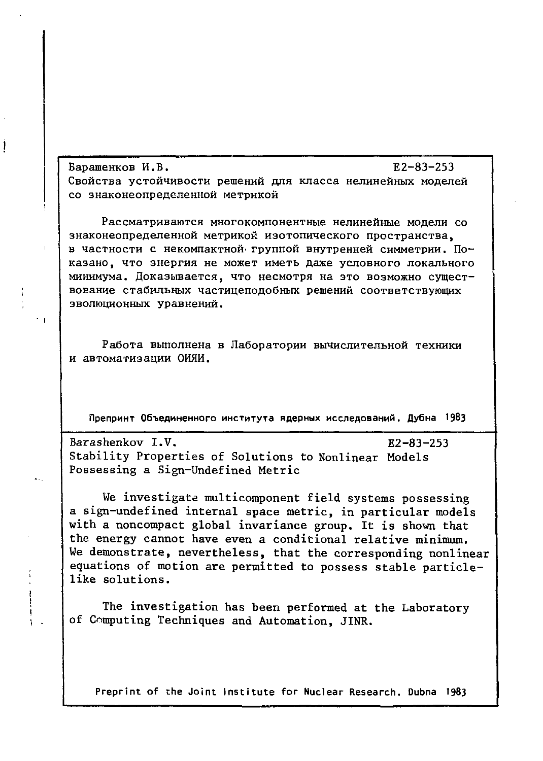Барашенков И.В. E2-83-253

Свойства устойчивости решений для класса нелинейных моделей со знаконеопределенной метрикой

Рассматриваются многокомпонентные нелинейные модели со знаконеопределенной метрикой изотопического пространства, в частности с некомпактной группой внутренней симметрии. Показано, что энергия не может иметь даже условного локального минимума. Доказывается, что несмотря на это возможно существование стабильных частицеподобных решений соответствующих эволюционных уравнений.

Работа выполнена в Лаборатории вычислительной техники и автоматизации ОИЯИ.

Препринт Объединенного института ядерных исследований. Дубна 1983

---

Barashenkov I.V. E2-83-253

Stability Properties of Solutions to Nonlinear Models Possessing a Sign-Undefined Metric

We investigate multicomponent field systems possessing a sign-undefined internal space metric, in particular models with a noncompact global invariance group. It is shown that the energy cannot have even a conditional relative minimum. We demonstrate, nevertheless, that the corresponding nonlinear equations of motion are permitted to possess stable particle-like solutions.

The investigation has been performed at the Laboratory of Computing Techniques and Automation, JINR.

Preprint of the Joint Institute for Nuclear Research. Dubna 1983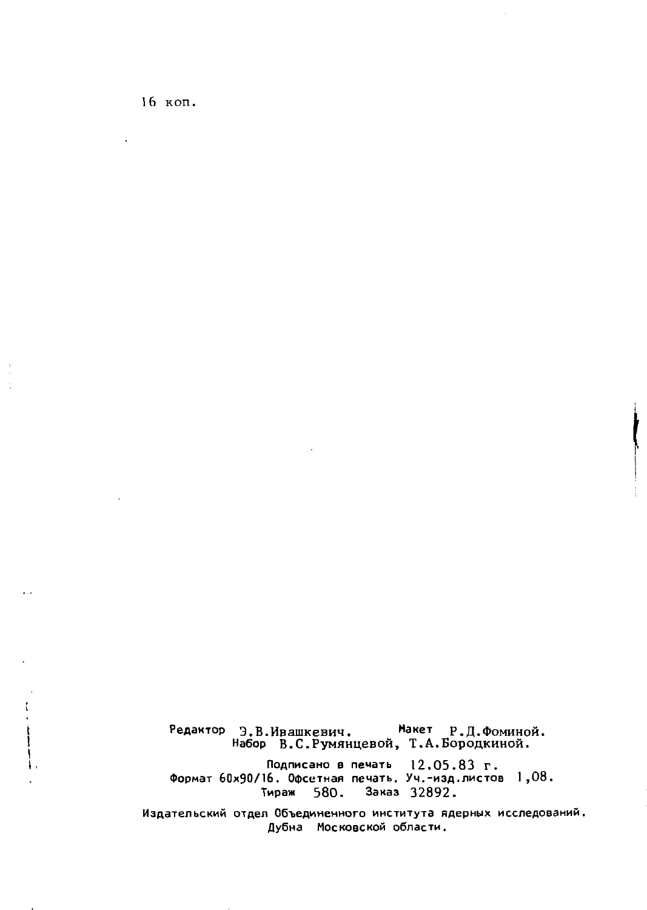16 коп.

Редактор Э.В.Ивашкевич. Макет Р.Д.Фоминой.
Набор В.С.Румянцевой, Т.А.Бородкиной.

Подписано в печать 12.05.83 г.
Формат 60x90/16. Офсетная печать. Уч.-изд.листов 1,08.
Тираж 580. Заказ 32892.

Издательский отдел Объединенного института ядерных исследований.
Дубна Московской области.